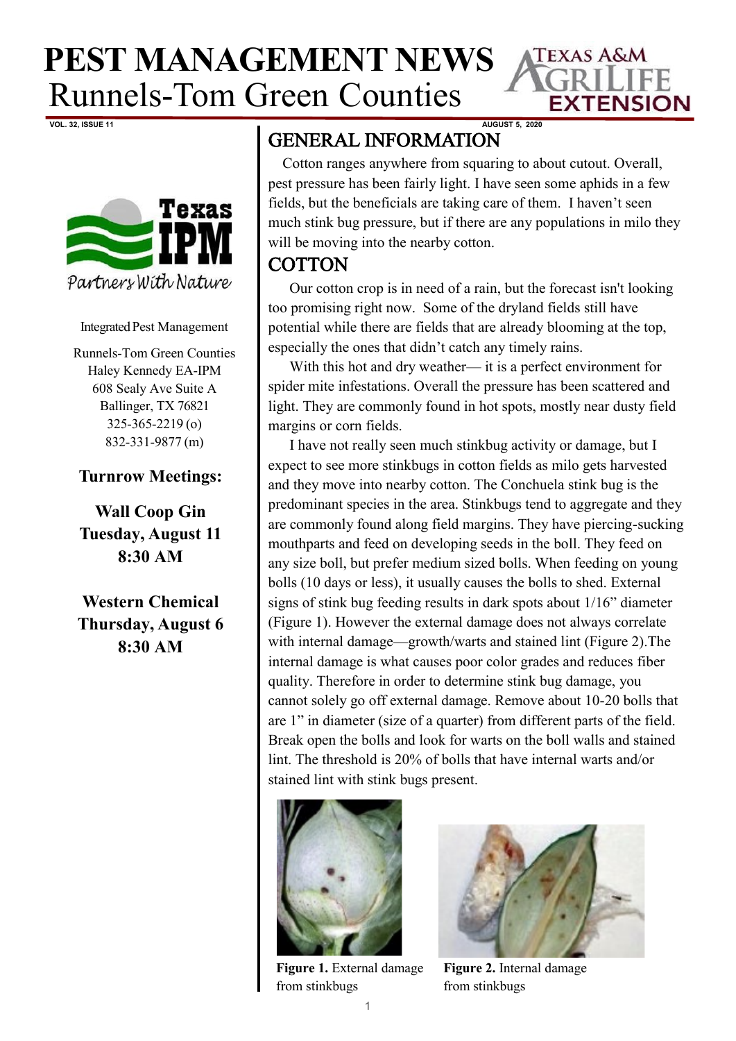# PEST MANAGEMENT NEWS

## Runnels-Tom Green Counties

VOL. 32, ISSUE 11 AUGUST 5, 2020

Integrated Pest Management

Runnels-Tom Green Counties
Haley Kennedy EA-IPM
608 Sealy Ave Suite A
Ballinger, TX 76821
325-365-2219 (o)
832-331-9877 (m)

**Turnrow Meetings:**

**Wall Coop Gin**
**Tuesday, August 11**
**8:30 AM**

**Western Chemical**
**Thursday, August 6**
**8:30 AM**

## GENERAL INFORMATION

Cotton ranges anywhere from squaring to about cutout. Overall, pest pressure has been fairly light. I have seen some aphids in a few fields, but the beneficials are taking care of them. I haven't seen much stink bug pressure, but if there are any populations in milo they will be moving into the nearby cotton.

## COTTON

Our cotton crop is in need of a rain, but the forecast isn't looking too promising right now. Some of the dryland fields still have potential while there are fields that are already blooming at the top, especially the ones that didn't catch any timely rains.

With this hot and dry weather— it is a perfect environment for spider mite infestations. Overall the pressure has been scattered and light. They are commonly found in hot spots, mostly near dusty field margins or corn fields.

I have not really seen much stinkbug activity or damage, but I expect to see more stinkbugs in cotton fields as milo gets harvested and they move into nearby cotton. The Conchuela stink bug is the predominant species in the area. Stinkbugs tend to aggregate and they are commonly found along field margins. They have piercing-sucking mouthparts and feed on developing seeds in the boll. They feed on any size boll, but prefer medium sized bolls. When feeding on young bolls (10 days or less), it usually causes the bolls to shed. External signs of stink bug feeding results in dark spots about 1/16" diameter (Figure 1). However the external damage does not always correlate with internal damage—growth/warts and stained lint (Figure 2).The internal damage is what causes poor color grades and reduces fiber quality. Therefore in order to determine stink bug damage, you cannot solely go off external damage. Remove about 10-20 bolls that are 1" in diameter (size of a quarter) from different parts of the field. Break open the bolls and look for warts on the boll walls and stained lint. The threshold is 20% of bolls that have internal warts and/or stained lint with stink bugs present.

**Figure 1.** External damage from stinkbugs

**Figure 2.** Internal damage from stinkbugs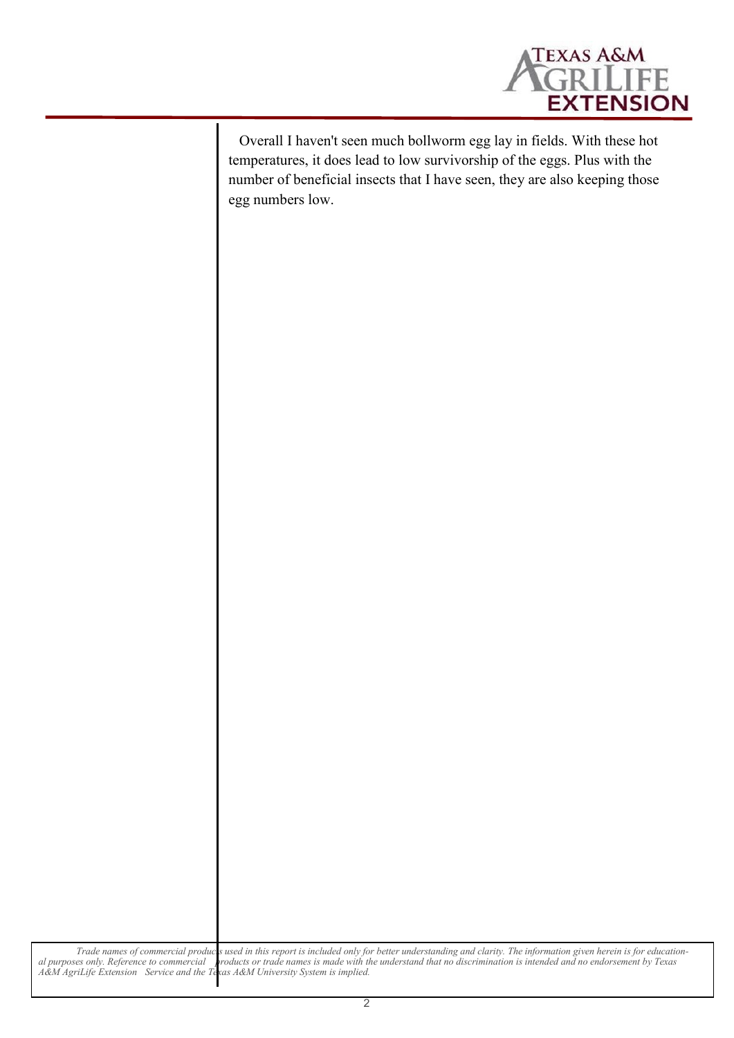Overall I haven't seen much bollworm egg lay in fields. With these hot temperatures, it does lead to low survivorship of the eggs. Plus with the number of beneficial insects that I have seen, they are also keeping those egg numbers low.

*Trade names of commercial products used in this report is included only for better understanding and clarity. The information given herein is for educational purposes only. Reference to commercial products or trade names is made with the understand that no discrimination is intended and no endorsement by Texas A&M AgriLife Extension Service and the Texas A&M University System is implied.*